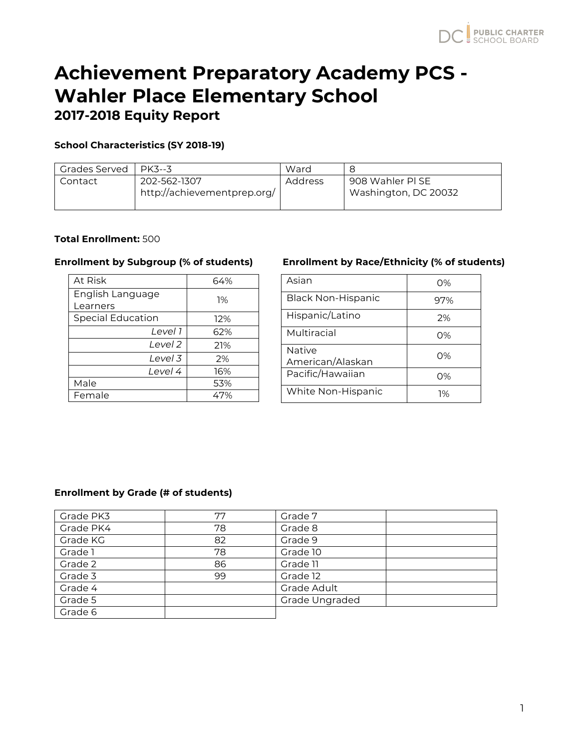# Achievement Preparatory Academy PCS - Wahler Place Elementary School

## 2017-2018 Equity Report

**School Characteristics (SY 2018-19)**

| Grades Served | PK3--3 | Ward | 8 |
|---|---|---|---|
| Contact | 202-562-1307<br>http://achievementprep.org/ | Address | 908 Wahler Pl SE<br>Washington, DC 20032 |

**Total Enrollment:** 500

**Enrollment by Subgroup (% of students)**

| | |
|---|---|
| At Risk | 64% |
| English Language Learners | 1% |
| Special Education | 12% |
| *Level 1* | 62% |
| *Level 2* | 21% |
| *Level 3* | 2% |
| *Level 4* | 16% |
| Male | 53% |
| Female | 47% |

**Enrollment by Race/Ethnicity (% of students)**

| | |
|---|---|
| Asian | 0% |
| Black Non-Hispanic | 97% |
| Hispanic/Latino | 2% |
| Multiracial | 0% |
| Native American/Alaskan | 0% |
| Pacific/Hawaiian | 0% |
| White Non-Hispanic | 1% |

**Enrollment by Grade (# of students)**

| | | | |
|---|---|---|---|
| Grade PK3 | 77 | Grade 7 | |
| Grade PK4 | 78 | Grade 8 | |
| Grade KG | 82 | Grade 9 | |
| Grade 1 | 78 | Grade 10 | |
| Grade 2 | 86 | Grade 11 | |
| Grade 3 | 99 | Grade 12 | |
| Grade 4 | | Grade Adult | |
| Grade 5 | | Grade Ungraded | |
| Grade 6 | | | |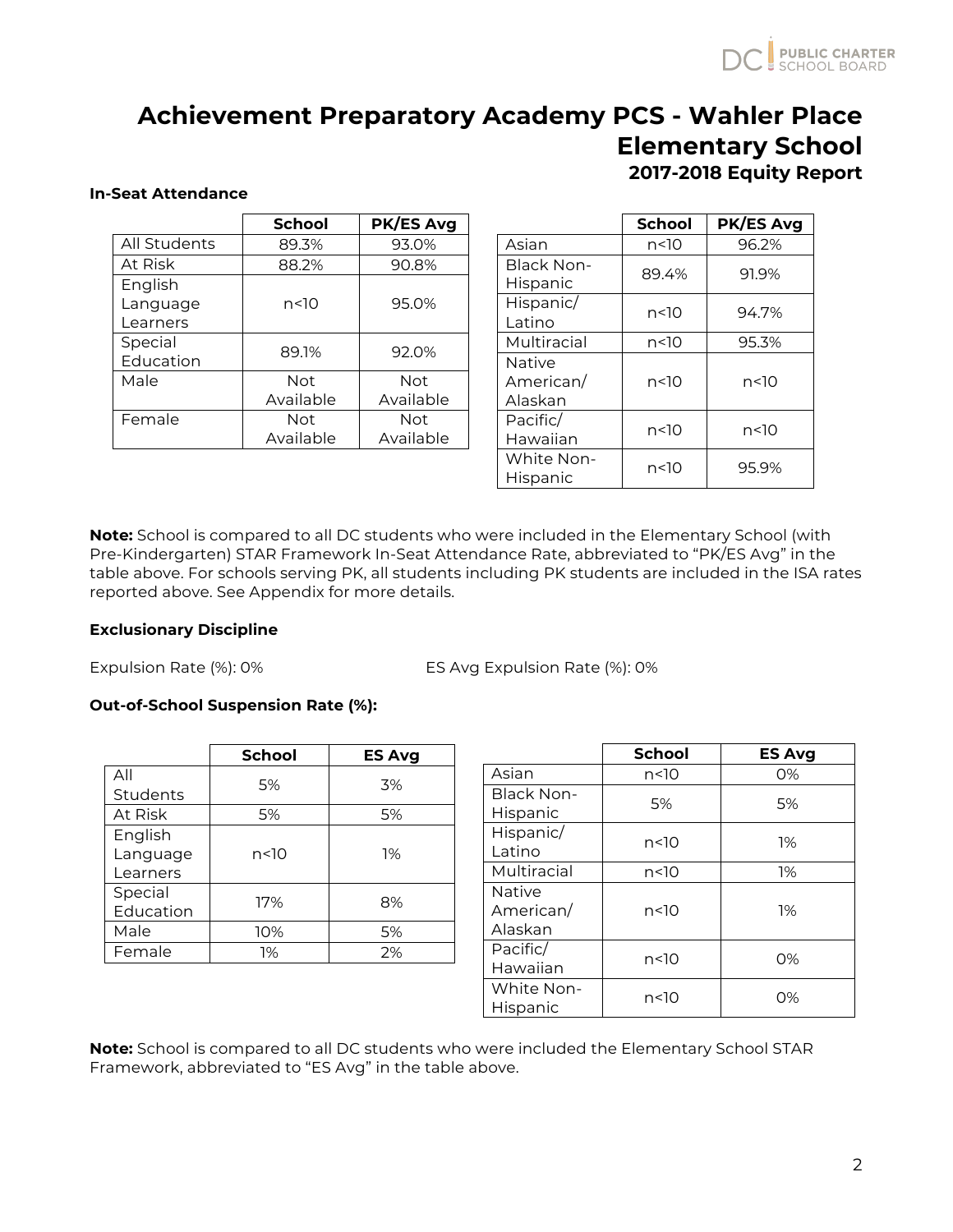# Achievement Preparatory Academy PCS - Wahler Place Elementary School

### 2017-2018 Equity Report

**In-Seat Attendance**

| | School | PK/ES Avg |
|---|---|---|
| All Students | 89.3% | 93.0% |
| At Risk | 88.2% | 90.8% |
| English Language Learners | n<10 | 95.0% |
| Special Education | 89.1% | 92.0% |
| Male | Not Available | Not Available |
| Female | Not Available | Not Available |

| | School | PK/ES Avg |
|---|---|---|
| Asian | n<10 | 96.2% |
| Black Non-Hispanic | 89.4% | 91.9% |
| Hispanic/ Latino | n<10 | 94.7% |
| Multiracial | n<10 | 95.3% |
| Native American/ Alaskan | n<10 | n<10 |
| Pacific/ Hawaiian | n<10 | n<10 |
| White Non-Hispanic | n<10 | 95.9% |

**Note:** School is compared to all DC students who were included in the Elementary School (with Pre-Kindergarten) STAR Framework In-Seat Attendance Rate, abbreviated to "PK/ES Avg" in the table above. For schools serving PK, all students including PK students are included in the ISA rates reported above. See Appendix for more details.

**Exclusionary Discipline**

Expulsion Rate (%): 0%

ES Avg Expulsion Rate (%): 0%

**Out-of-School Suspension Rate (%):**

| | School | ES Avg |
|---|---|---|
| All Students | 5% | 3% |
| At Risk | 5% | 5% |
| English Language Learners | n<10 | 1% |
| Special Education | 17% | 8% |
| Male | 10% | 5% |
| Female | 1% | 2% |

| | School | ES Avg |
|---|---|---|
| Asian | n<10 | 0% |
| Black Non-Hispanic | 5% | 5% |
| Hispanic/ Latino | n<10 | 1% |
| Multiracial | n<10 | 1% |
| Native American/ Alaskan | n<10 | 1% |
| Pacific/ Hawaiian | n<10 | 0% |
| White Non-Hispanic | n<10 | 0% |

**Note:** School is compared to all DC students who were included the Elementary School STAR Framework, abbreviated to "ES Avg" in the table above.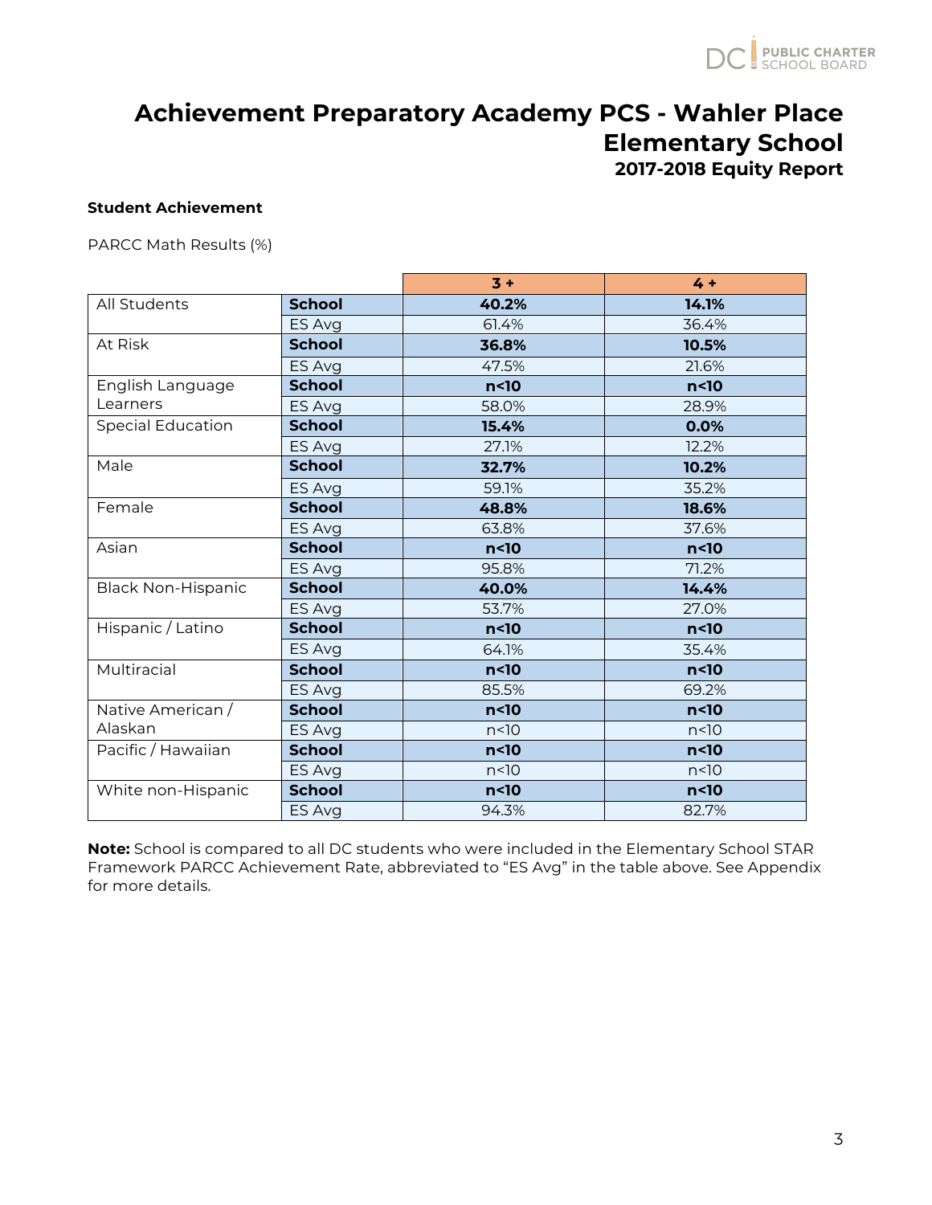# Achievement Preparatory Academy PCS - Wahler Place Elementary School

**2017-2018 Equity Report**

**Student Achievement**

PARCC Math Results (%)

| | | 3 + | 4 + |
|---|---|---|---|
| All Students | **School** | **40.2%** | **14.1%** |
| | ES Avg | 61.4% | 36.4% |
| At Risk | **School** | **36.8%** | **10.5%** |
| | ES Avg | 47.5% | 21.6% |
| English Language Learners | **School** | **n<10** | **n<10** |
| | ES Avg | 58.0% | 28.9% |
| Special Education | **School** | **15.4%** | **0.0%** |
| | ES Avg | 27.1% | 12.2% |
| Male | **School** | **32.7%** | **10.2%** |
| | ES Avg | 59.1% | 35.2% |
| Female | **School** | **48.8%** | **18.6%** |
| | ES Avg | 63.8% | 37.6% |
| Asian | **School** | **n<10** | **n<10** |
| | ES Avg | 95.8% | 71.2% |
| Black Non-Hispanic | **School** | **40.0%** | **14.4%** |
| | ES Avg | 53.7% | 27.0% |
| Hispanic / Latino | **School** | **n<10** | **n<10** |
| | ES Avg | 64.1% | 35.4% |
| Multiracial | **School** | **n<10** | **n<10** |
| | ES Avg | 85.5% | 69.2% |
| Native American / Alaskan | **School** | **n<10** | **n<10** |
| | ES Avg | n<10 | n<10 |
| Pacific / Hawaiian | **School** | **n<10** | **n<10** |
| | ES Avg | n<10 | n<10 |
| White non-Hispanic | **School** | **n<10** | **n<10** |
| | ES Avg | 94.3% | 82.7% |

**Note:** School is compared to all DC students who were included in the Elementary School STAR Framework PARCC Achievement Rate, abbreviated to "ES Avg" in the table above. See Appendix for more details.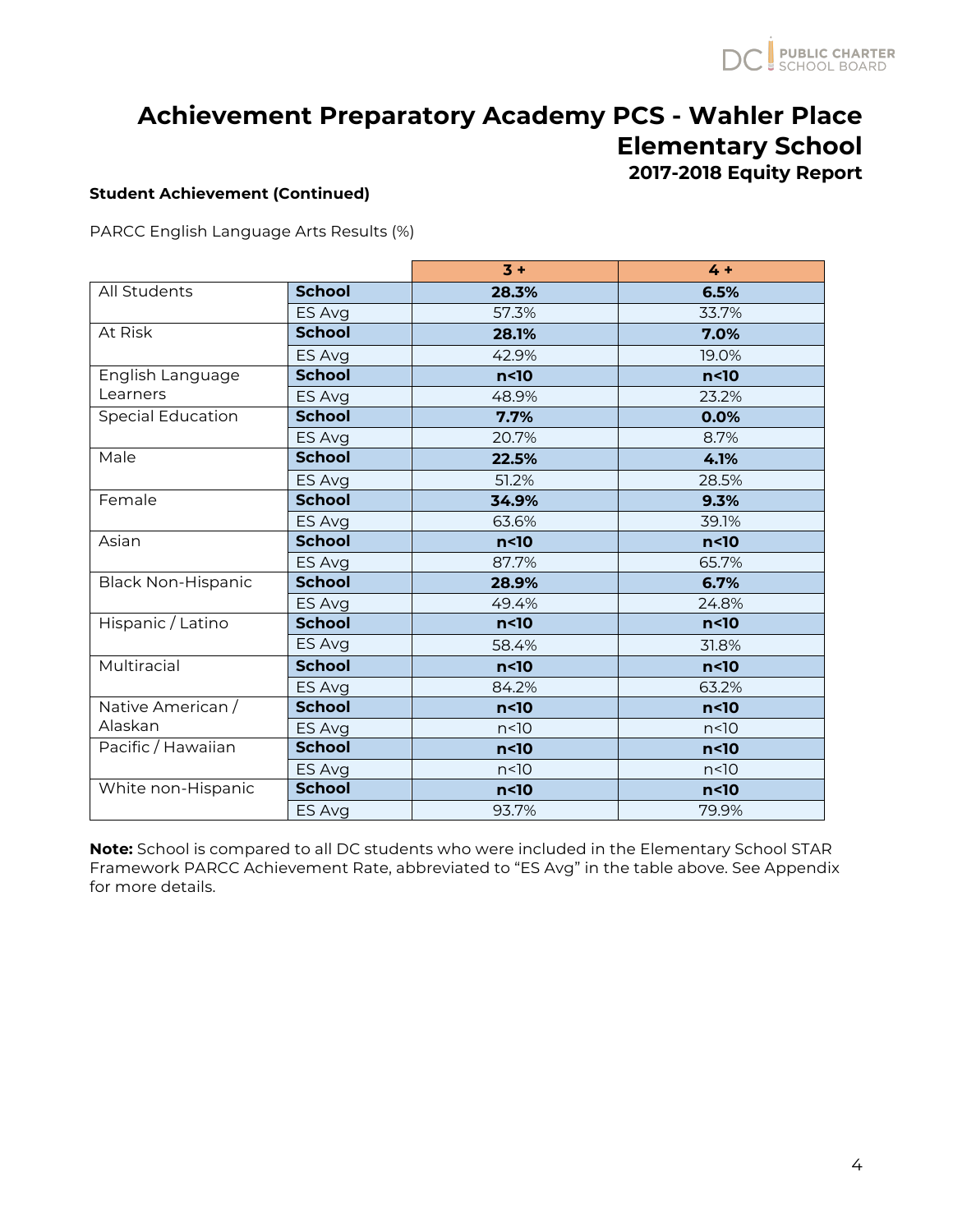# Achievement Preparatory Academy PCS - Wahler Place Elementary School

### 2017-2018 Equity Report

**Student Achievement (Continued)**

PARCC English Language Arts Results (%)

| | | 3 + | 4 + |
|---|---|---|---|
| All Students | **School** | **28.3%** | **6.5%** |
| | ES Avg | 57.3% | 33.7% |
| At Risk | **School** | **28.1%** | **7.0%** |
| | ES Avg | 42.9% | 19.0% |
| English Language Learners | **School** | **n<10** | **n<10** |
| | ES Avg | 48.9% | 23.2% |
| Special Education | **School** | **7.7%** | **0.0%** |
| | ES Avg | 20.7% | 8.7% |
| Male | **School** | **22.5%** | **4.1%** |
| | ES Avg | 51.2% | 28.5% |
| Female | **School** | **34.9%** | **9.3%** |
| | ES Avg | 63.6% | 39.1% |
| Asian | **School** | **n<10** | **n<10** |
| | ES Avg | 87.7% | 65.7% |
| Black Non-Hispanic | **School** | **28.9%** | **6.7%** |
| | ES Avg | 49.4% | 24.8% |
| Hispanic / Latino | **School** | **n<10** | **n<10** |
| | ES Avg | 58.4% | 31.8% |
| Multiracial | **School** | **n<10** | **n<10** |
| | ES Avg | 84.2% | 63.2% |
| Native American / Alaskan | **School** | **n<10** | **n<10** |
| | ES Avg | n<10 | n<10 |
| Pacific / Hawaiian | **School** | **n<10** | **n<10** |
| | ES Avg | n<10 | n<10 |
| White non-Hispanic | **School** | **n<10** | **n<10** |
| | ES Avg | 93.7% | 79.9% |

**Note:** School is compared to all DC students who were included in the Elementary School STAR Framework PARCC Achievement Rate, abbreviated to "ES Avg" in the table above. See Appendix for more details.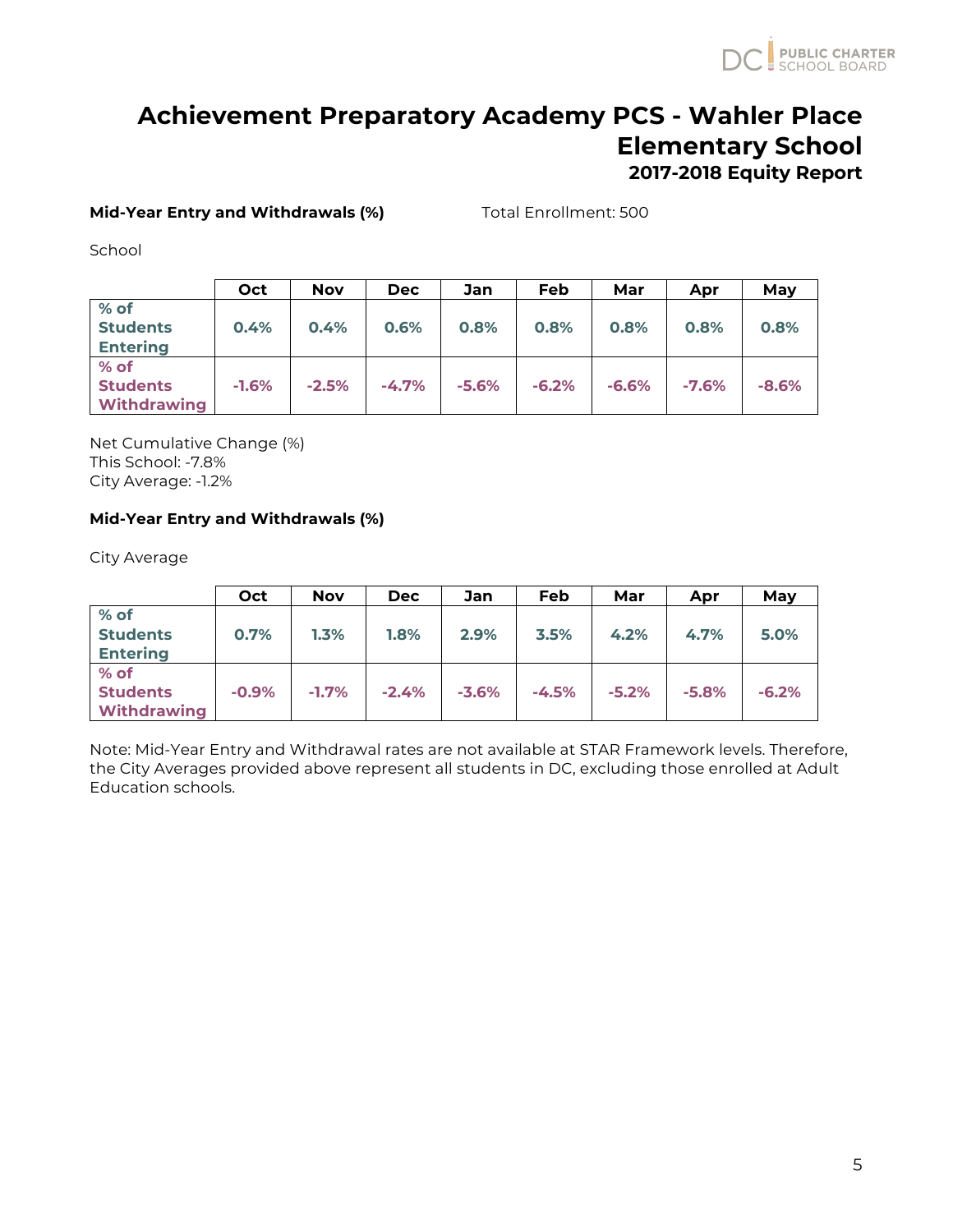# Achievement Preparatory Academy PCS - Wahler Place Elementary School

## 2017-2018 Equity Report

**Mid-Year Entry and Withdrawals (%)**

Total Enrollment: 500

School

| | Oct | Nov | Dec | Jan | Feb | Mar | Apr | May |
|---|---|---|---|---|---|---|---|---|
| % of Students Entering | 0.4% | 0.4% | 0.6% | 0.8% | 0.8% | 0.8% | 0.8% | 0.8% |
| % of Students Withdrawing | -1.6% | -2.5% | -4.7% | -5.6% | -6.2% | -6.6% | -7.6% | -8.6% |

Net Cumulative Change (%)
This School: -7.8%
City Average: -1.2%

**Mid-Year Entry and Withdrawals (%)**

City Average

| | Oct | Nov | Dec | Jan | Feb | Mar | Apr | May |
|---|---|---|---|---|---|---|---|---|
| % of Students Entering | 0.7% | 1.3% | 1.8% | 2.9% | 3.5% | 4.2% | 4.7% | 5.0% |
| % of Students Withdrawing | -0.9% | -1.7% | -2.4% | -3.6% | -4.5% | -5.2% | -5.8% | -6.2% |

Note: Mid-Year Entry and Withdrawal rates are not available at STAR Framework levels. Therefore, the City Averages provided above represent all students in DC, excluding those enrolled at Adult Education schools.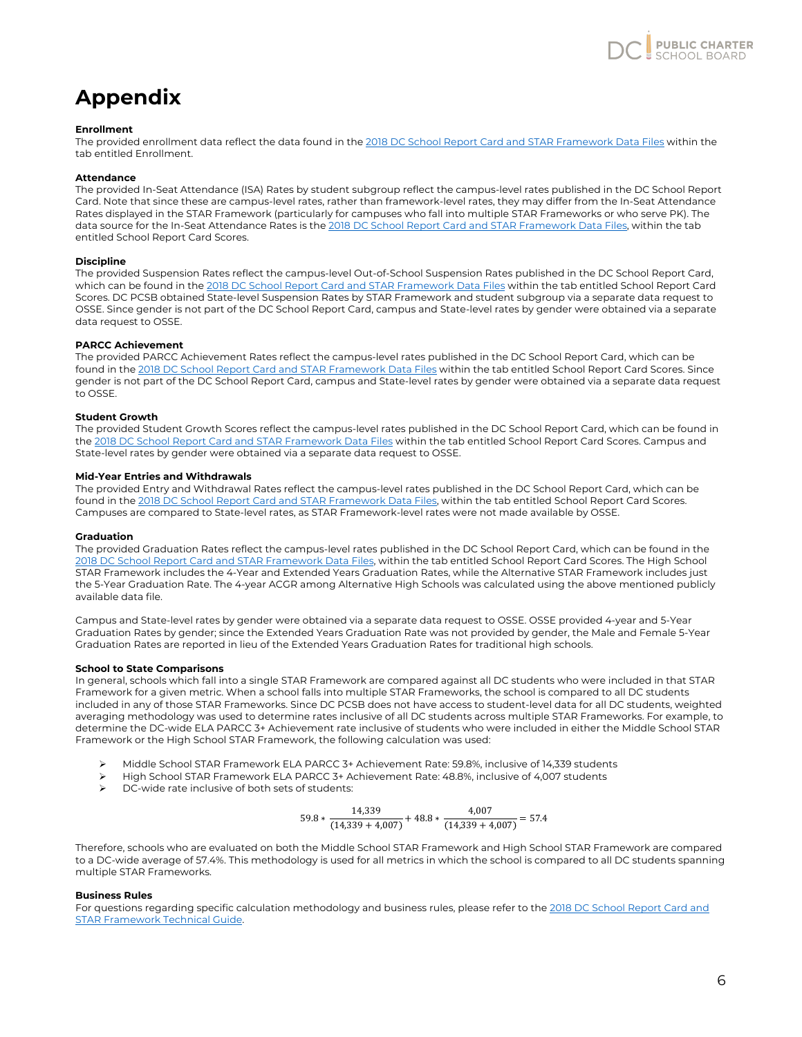# Appendix

**Enrollment**
The provided enrollment data reflect the data found in the 2018 DC School Report Card and STAR Framework Data Files within the tab entitled Enrollment.

**Attendance**
The provided In-Seat Attendance (ISA) Rates by student subgroup reflect the campus-level rates published in the DC School Report Card. Note that since these are campus-level rates, rather than framework-level rates, they may differ from the In-Seat Attendance Rates displayed in the STAR Framework (particularly for campuses who fall into multiple STAR Frameworks or who serve PK). The data source for the In-Seat Attendance Rates is the 2018 DC School Report Card and STAR Framework Data Files, within the tab entitled School Report Card Scores.

**Discipline**
The provided Suspension Rates reflect the campus-level Out-of-School Suspension Rates published in the DC School Report Card, which can be found in the 2018 DC School Report Card and STAR Framework Data Files within the tab entitled School Report Card Scores. DC PCSB obtained State-level Suspension Rates by STAR Framework and student subgroup via a separate data request to OSSE. Since gender is not part of the DC School Report Card, campus and State-level rates by gender were obtained via a separate data request to OSSE.

**PARCC Achievement**
The provided PARCC Achievement Rates reflect the campus-level rates published in the DC School Report Card, which can be found in the 2018 DC School Report Card and STAR Framework Data Files within the tab entitled School Report Card Scores. Since gender is not part of the DC School Report Card, campus and State-level rates by gender were obtained via a separate data request to OSSE.

**Student Growth**
The provided Student Growth Scores reflect the campus-level rates published in the DC School Report Card, which can be found in the 2018 DC School Report Card and STAR Framework Data Files within the tab entitled School Report Card Scores. Campus and State-level rates by gender were obtained via a separate data request to OSSE.

**Mid-Year Entries and Withdrawals**
The provided Entry and Withdrawal Rates reflect the campus-level rates published in the DC School Report Card, which can be found in the 2018 DC School Report Card and STAR Framework Data Files, within the tab entitled School Report Card Scores. Campuses are compared to State-level rates, as STAR Framework-level rates were not made available by OSSE.

**Graduation**
The provided Graduation Rates reflect the campus-level rates published in the DC School Report Card, which can be found in the 2018 DC School Report Card and STAR Framework Data Files, within the tab entitled School Report Card Scores. The High School STAR Framework includes the 4-Year and Extended Years Graduation Rates, while the Alternative STAR Framework includes just the 5-Year Graduation Rate. The 4-year ACGR among Alternative High Schools was calculated using the above mentioned publicly available data file.

Campus and State-level rates by gender were obtained via a separate data request to OSSE. OSSE provided 4-year and 5-Year Graduation Rates by gender; since the Extended Years Graduation Rate was not provided by gender, the Male and Female 5-Year Graduation Rates are reported in lieu of the Extended Years Graduation Rates for traditional high schools.

**School to State Comparisons**
In general, schools which fall into a single STAR Framework are compared against all DC students who were included in that STAR Framework for a given metric. When a school falls into multiple STAR Frameworks, the school is compared to all DC students included in any of those STAR Frameworks. Since DC PCSB does not have access to student-level data for all DC students, weighted averaging methodology was used to determine rates inclusive of all DC students across multiple STAR Frameworks. For example, to determine the DC-wide ELA PARCC 3+ Achievement rate inclusive of students who were included in either the Middle School STAR Framework or the High School STAR Framework, the following calculation was used:

- Middle School STAR Framework ELA PARCC 3+ Achievement Rate: 59.8%, inclusive of 14,339 students
- High School STAR Framework ELA PARCC 3+ Achievement Rate: 48.8%, inclusive of 4,007 students
- DC-wide rate inclusive of both sets of students:

$$59.8 * \frac{14{,}339}{(14{,}339 + 4{,}007)} + 48.8 * \frac{4{,}007}{(14{,}339 + 4{,}007)} = 57.4$$

Therefore, schools who are evaluated on both the Middle School STAR Framework and High School STAR Framework are compared to a DC-wide average of 57.4%. This methodology is used for all metrics in which the school is compared to all DC students spanning multiple STAR Frameworks.

**Business Rules**
For questions regarding specific calculation methodology and business rules, please refer to the 2018 DC School Report Card and STAR Framework Technical Guide.